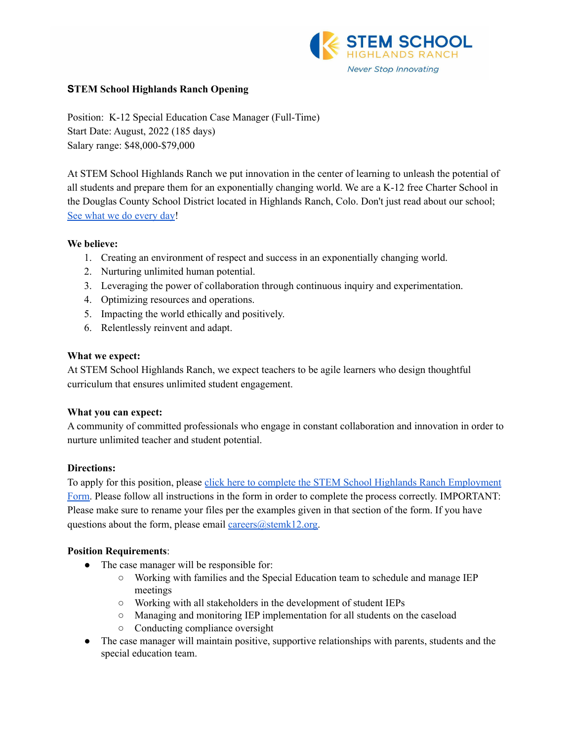## STEM School Highlands Ranch Opening

Position: K-12 Special Education Case Manager (Full-Time)
Start Date: August, 2022 (185 days)
Salary range: $48,000-$79,000

At STEM School Highlands Ranch we put innovation in the center of learning to unleash the potential of all students and prepare them for an exponentially changing world. We are a K-12 free Charter School in the Douglas County School District located in Highlands Ranch, Colo. Don't just read about our school; See what we do every day!

**We believe:**

1. Creating an environment of respect and success in an exponentially changing world.
2. Nurturing unlimited human potential.
3. Leveraging the power of collaboration through continuous inquiry and experimentation.
4. Optimizing resources and operations.
5. Impacting the world ethically and positively.
6. Relentlessly reinvent and adapt.

**What we expect:**
At STEM School Highlands Ranch, we expect teachers to be agile learners who design thoughtful curriculum that ensures unlimited student engagement.

**What you can expect:**
A community of committed professionals who engage in constant collaboration and innovation in order to nurture unlimited teacher and student potential.

**Directions:**
To apply for this position, please click here to complete the STEM School Highlands Ranch Employment Form. Please follow all instructions in the form in order to complete the process correctly. IMPORTANT: Please make sure to rename your files per the examples given in that section of the form. If you have questions about the form, please email careers@stemk12.org.

**Position Requirements**:

- The case manager will be responsible for:
    - Working with families and the Special Education team to schedule and manage IEP meetings
    - Working with all stakeholders in the development of student IEPs
    - Managing and monitoring IEP implementation for all students on the caseload
    - Conducting compliance oversight
- The case manager will maintain positive, supportive relationships with parents, students and the special education team.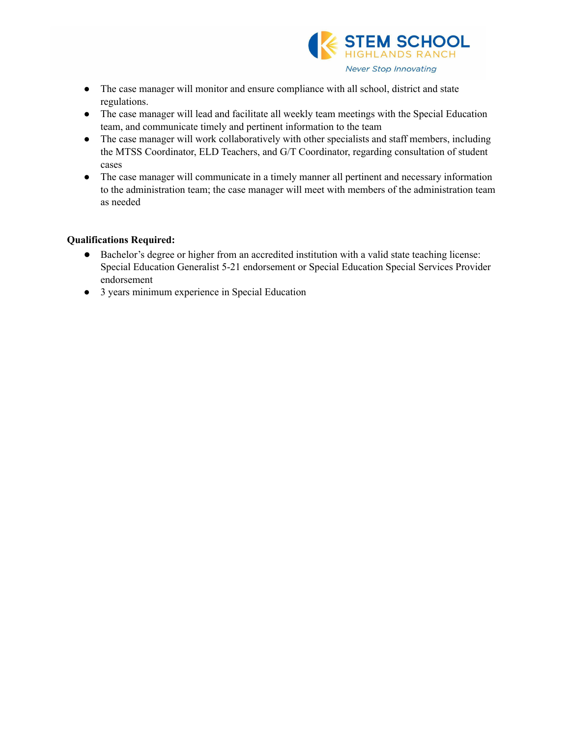- The case manager will monitor and ensure compliance with all school, district and state regulations.
- The case manager will lead and facilitate all weekly team meetings with the Special Education team, and communicate timely and pertinent information to the team
- The case manager will work collaboratively with other specialists and staff members, including the MTSS Coordinator, ELD Teachers, and G/T Coordinator, regarding consultation of student cases
- The case manager will communicate in a timely manner all pertinent and necessary information to the administration team; the case manager will meet with members of the administration team as needed

**Qualifications Required:**

- Bachelor's degree or higher from an accredited institution with a valid state teaching license: Special Education Generalist 5-21 endorsement or Special Education Special Services Provider endorsement
- 3 years minimum experience in Special Education